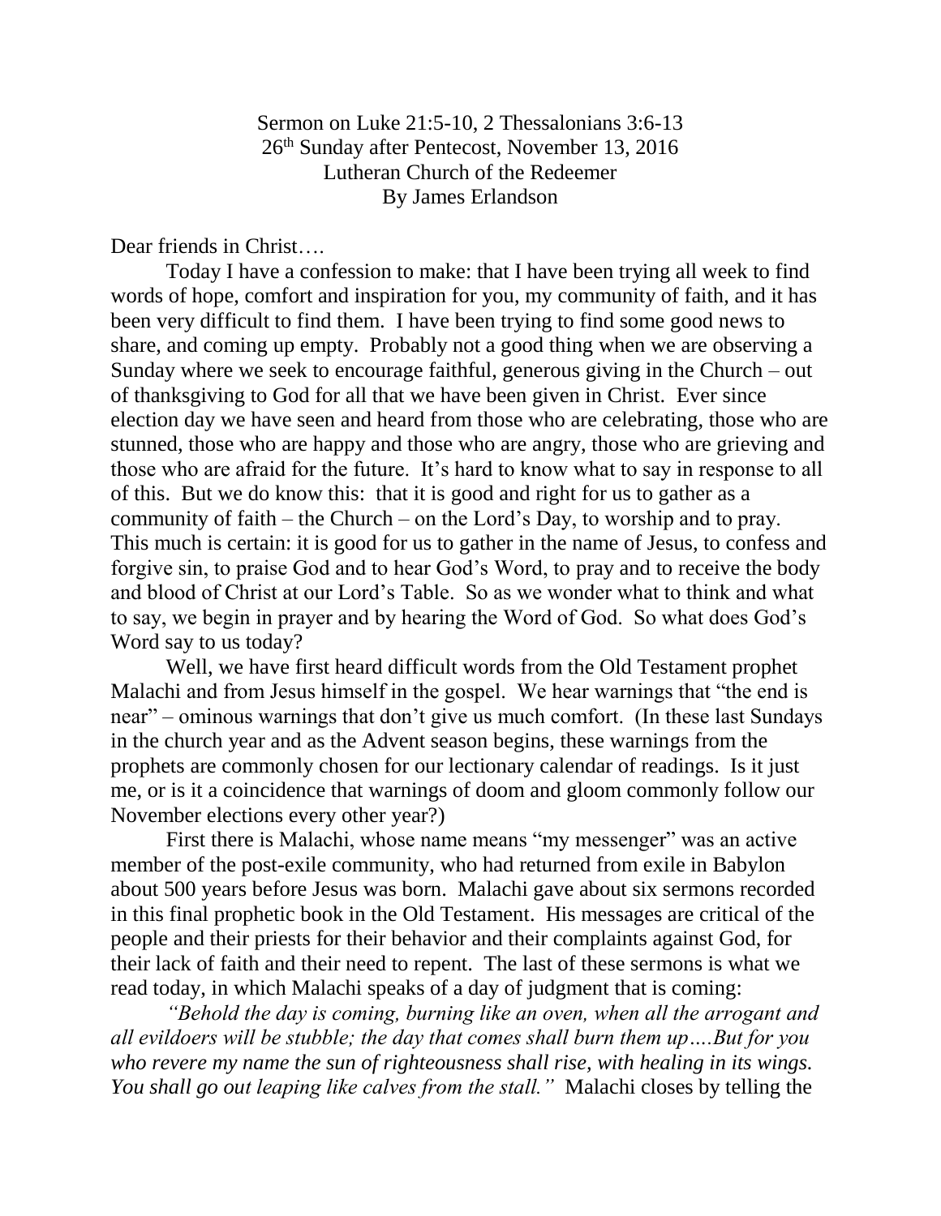Sermon on Luke 21:5-10, 2 Thessalonians 3:6-13
26th Sunday after Pentecost, November 13, 2016
Lutheran Church of the Redeemer
By James Erlandson

Dear friends in Christ….

Today I have a confession to make: that I have been trying all week to find words of hope, comfort and inspiration for you, my community of faith, and it has been very difficult to find them. I have been trying to find some good news to share, and coming up empty. Probably not a good thing when we are observing a Sunday where we seek to encourage faithful, generous giving in the Church – out of thanksgiving to God for all that we have been given in Christ. Ever since election day we have seen and heard from those who are celebrating, those who are stunned, those who are happy and those who are angry, those who are grieving and those who are afraid for the future. It's hard to know what to say in response to all of this. But we do know this: that it is good and right for us to gather as a community of faith – the Church – on the Lord's Day, to worship and to pray. This much is certain: it is good for us to gather in the name of Jesus, to confess and forgive sin, to praise God and to hear God's Word, to pray and to receive the body and blood of Christ at our Lord's Table. So as we wonder what to think and what to say, we begin in prayer and by hearing the Word of God. So what does God's Word say to us today?

Well, we have first heard difficult words from the Old Testament prophet Malachi and from Jesus himself in the gospel. We hear warnings that "the end is near" – ominous warnings that don't give us much comfort. (In these last Sundays in the church year and as the Advent season begins, these warnings from the prophets are commonly chosen for our lectionary calendar of readings. Is it just me, or is it a coincidence that warnings of doom and gloom commonly follow our November elections every other year?)

First there is Malachi, whose name means "my messenger" was an active member of the post-exile community, who had returned from exile in Babylon about 500 years before Jesus was born. Malachi gave about six sermons recorded in this final prophetic book in the Old Testament. His messages are critical of the people and their priests for their behavior and their complaints against God, for their lack of faith and their need to repent. The last of these sermons is what we read today, in which Malachi speaks of a day of judgment that is coming:

*"Behold the day is coming, burning like an oven, when all the arrogant and all evildoers will be stubble; the day that comes shall burn them up….But for you who revere my name the sun of righteousness shall rise, with healing in its wings. You shall go out leaping like calves from the stall."* Malachi closes by telling the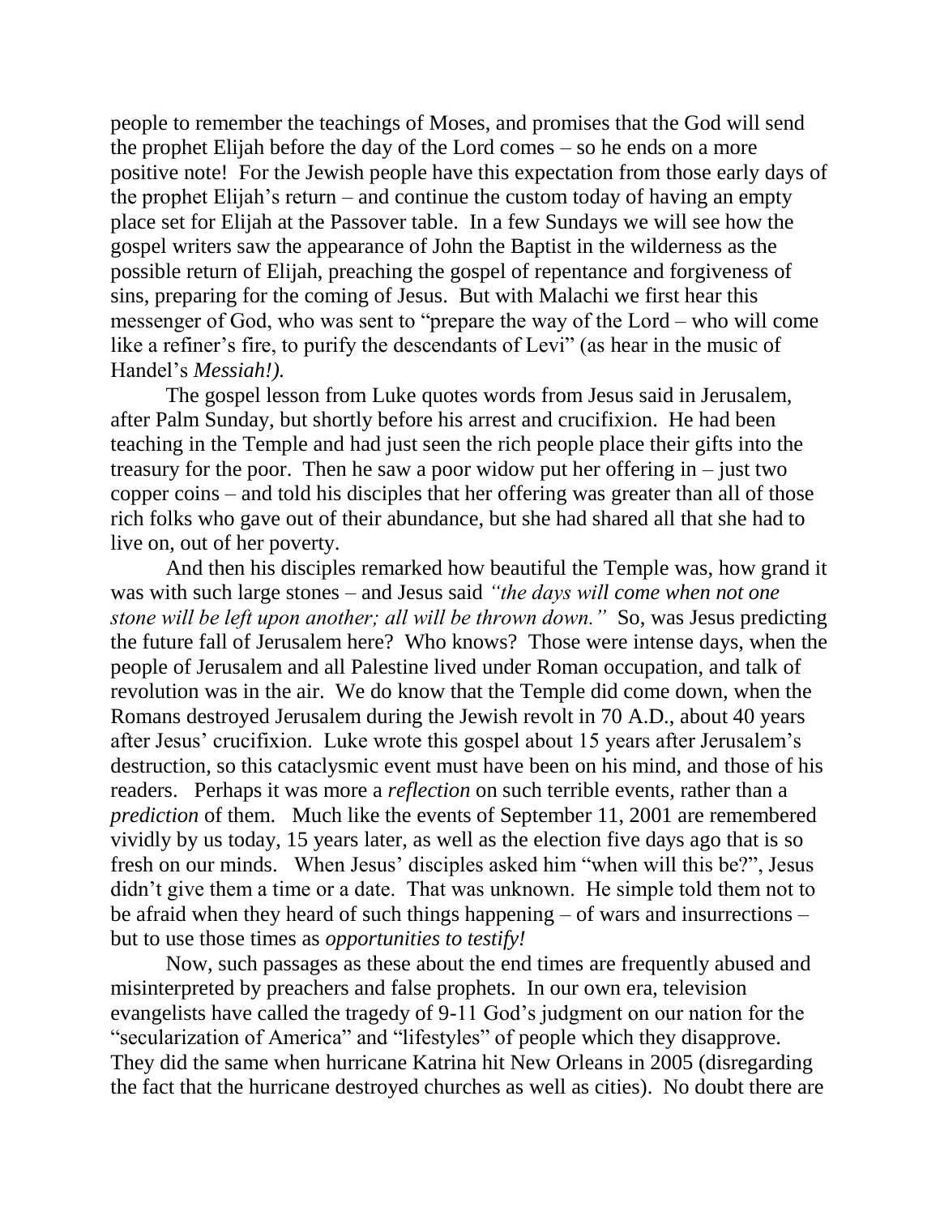people to remember the teachings of Moses, and promises that the God will send the prophet Elijah before the day of the Lord comes – so he ends on a more positive note! For the Jewish people have this expectation from those early days of the prophet Elijah's return – and continue the custom today of having an empty place set for Elijah at the Passover table. In a few Sundays we will see how the gospel writers saw the appearance of John the Baptist in the wilderness as the possible return of Elijah, preaching the gospel of repentance and forgiveness of sins, preparing for the coming of Jesus. But with Malachi we first hear this messenger of God, who was sent to "prepare the way of the Lord – who will come like a refiner's fire, to purify the descendants of Levi" (as hear in the music of Handel's *Messiah!).*

The gospel lesson from Luke quotes words from Jesus said in Jerusalem, after Palm Sunday, but shortly before his arrest and crucifixion. He had been teaching in the Temple and had just seen the rich people place their gifts into the treasury for the poor. Then he saw a poor widow put her offering in – just two copper coins – and told his disciples that her offering was greater than all of those rich folks who gave out of their abundance, but she had shared all that she had to live on, out of her poverty.

And then his disciples remarked how beautiful the Temple was, how grand it was with such large stones – and Jesus said *"the days will come when not one stone will be left upon another; all will be thrown down."* So, was Jesus predicting the future fall of Jerusalem here? Who knows? Those were intense days, when the people of Jerusalem and all Palestine lived under Roman occupation, and talk of revolution was in the air. We do know that the Temple did come down, when the Romans destroyed Jerusalem during the Jewish revolt in 70 A.D., about 40 years after Jesus' crucifixion. Luke wrote this gospel about 15 years after Jerusalem's destruction, so this cataclysmic event must have been on his mind, and those of his readers. Perhaps it was more a *reflection* on such terrible events, rather than a *prediction* of them. Much like the events of September 11, 2001 are remembered vividly by us today, 15 years later, as well as the election five days ago that is so fresh on our minds. When Jesus' disciples asked him "when will this be?", Jesus didn't give them a time or a date. That was unknown. He simple told them not to be afraid when they heard of such things happening – of wars and insurrections – but to use those times as *opportunities to testify!*

Now, such passages as these about the end times are frequently abused and misinterpreted by preachers and false prophets. In our own era, television evangelists have called the tragedy of 9-11 God's judgment on our nation for the "secularization of America" and "lifestyles" of people which they disapprove. They did the same when hurricane Katrina hit New Orleans in 2005 (disregarding the fact that the hurricane destroyed churches as well as cities). No doubt there are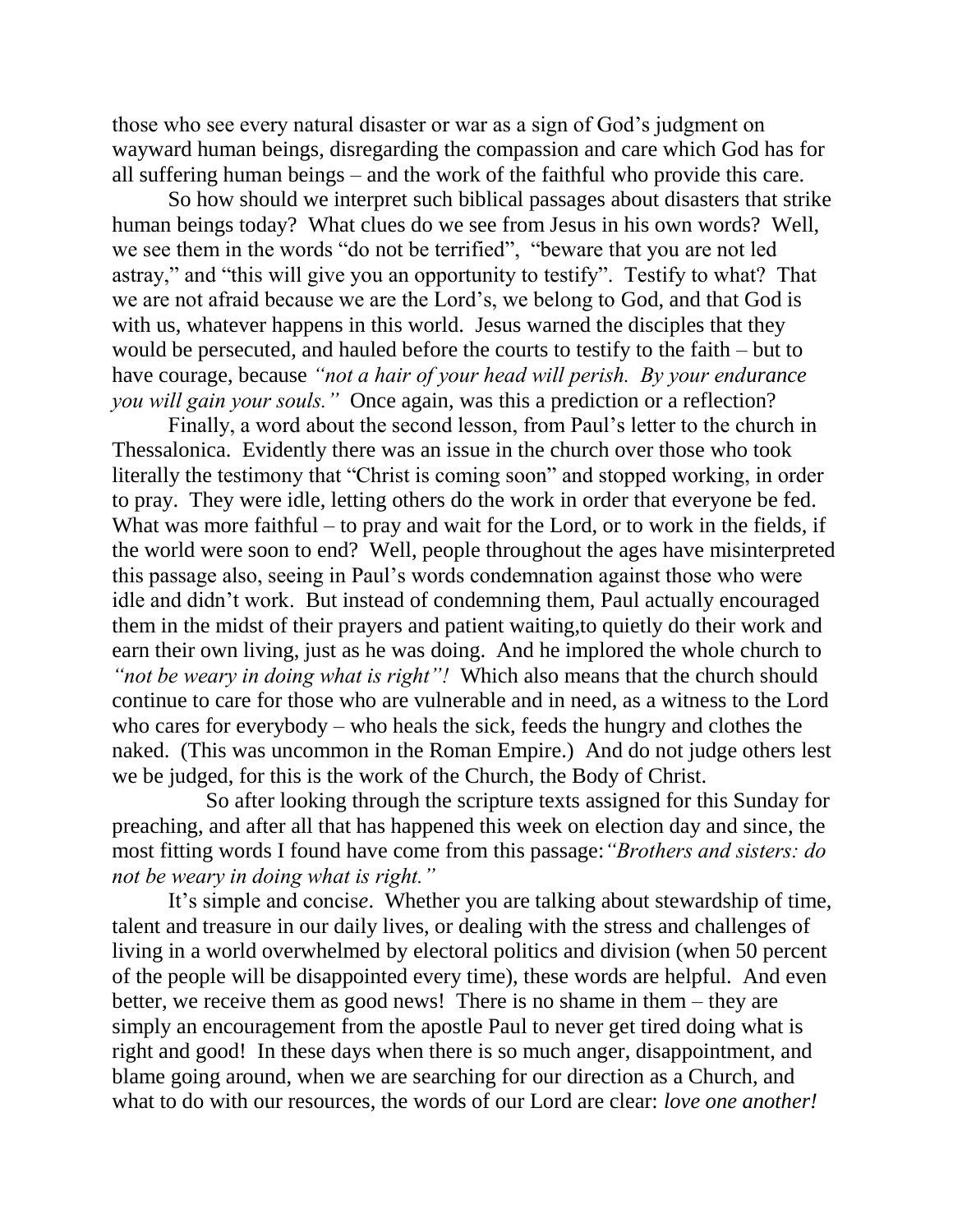those who see every natural disaster or war as a sign of God's judgment on wayward human beings, disregarding the compassion and care which God has for all suffering human beings – and the work of the faithful who provide this care.

So how should we interpret such biblical passages about disasters that strike human beings today? What clues do we see from Jesus in his own words? Well, we see them in the words "do not be terrified", "beware that you are not led astray," and "this will give you an opportunity to testify". Testify to what? That we are not afraid because we are the Lord's, we belong to God, and that God is with us, whatever happens in this world. Jesus warned the disciples that they would be persecuted, and hauled before the courts to testify to the faith – but to have courage, because *"not a hair of your head will perish. By your endurance you will gain your souls."* Once again, was this a prediction or a reflection?

Finally, a word about the second lesson, from Paul's letter to the church in Thessalonica. Evidently there was an issue in the church over those who took literally the testimony that "Christ is coming soon" and stopped working, in order to pray. They were idle, letting others do the work in order that everyone be fed. What was more faithful – to pray and wait for the Lord, or to work in the fields, if the world were soon to end? Well, people throughout the ages have misinterpreted this passage also, seeing in Paul's words condemnation against those who were idle and didn't work. But instead of condemning them, Paul actually encouraged them in the midst of their prayers and patient waiting,to quietly do their work and earn their own living, just as he was doing. And he implored the whole church to *"not be weary in doing what is right"!* Which also means that the church should continue to care for those who are vulnerable and in need, as a witness to the Lord who cares for everybody – who heals the sick, feeds the hungry and clothes the naked. (This was uncommon in the Roman Empire.) And do not judge others lest we be judged, for this is the work of the Church, the Body of Christ.

So after looking through the scripture texts assigned for this Sunday for preaching, and after all that has happened this week on election day and since, the most fitting words I found have come from this passage:*"Brothers and sisters: do not be weary in doing what is right."*

It's simple and concise. Whether you are talking about stewardship of time, talent and treasure in our daily lives, or dealing with the stress and challenges of living in a world overwhelmed by electoral politics and division (when 50 percent of the people will be disappointed every time), these words are helpful. And even better, we receive them as good news! There is no shame in them – they are simply an encouragement from the apostle Paul to never get tired doing what is right and good! In these days when there is so much anger, disappointment, and blame going around, when we are searching for our direction as a Church, and what to do with our resources, the words of our Lord are clear: *love one another!*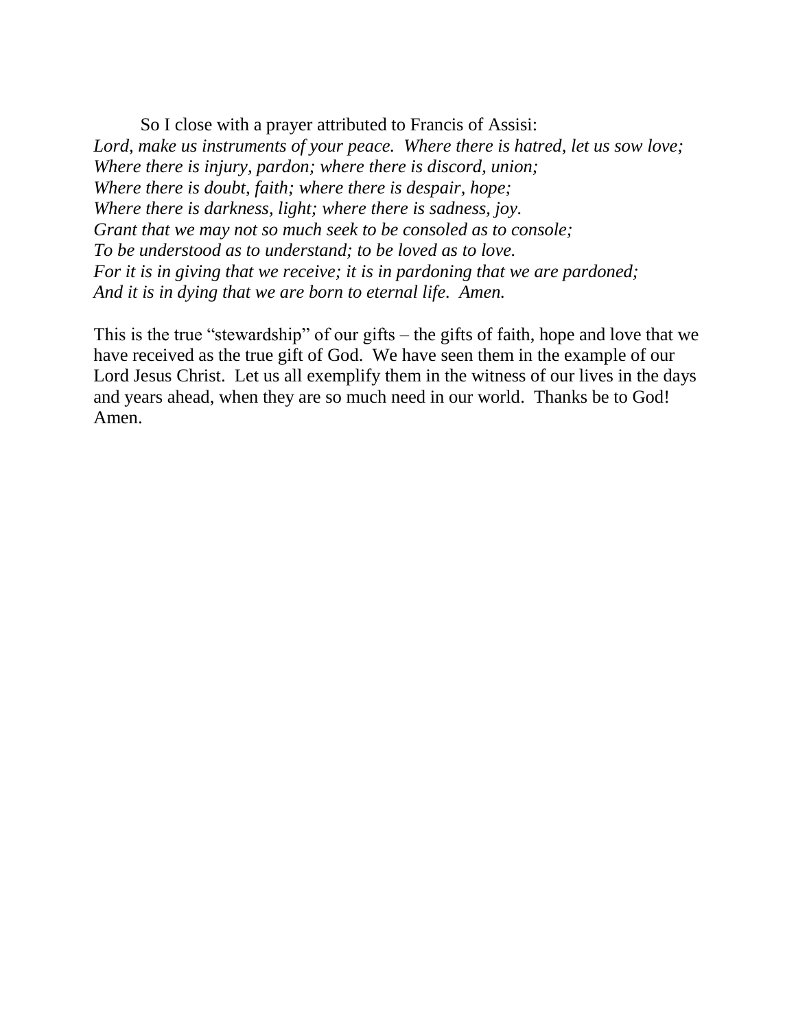So I close with a prayer attributed to Francis of Assisi:

*Lord, make us instruments of your peace. Where there is hatred, let us sow love;*
*Where there is injury, pardon; where there is discord, union;*
*Where there is doubt, faith; where there is despair, hope;*
*Where there is darkness, light; where there is sadness, joy.*
*Grant that we may not so much seek to be consoled as to console;*
*To be understood as to understand; to be loved as to love.*
*For it is in giving that we receive; it is in pardoning that we are pardoned;*
*And it is in dying that we are born to eternal life. Amen.*

This is the true "stewardship" of our gifts – the gifts of faith, hope and love that we have received as the true gift of God. We have seen them in the example of our Lord Jesus Christ. Let us all exemplify them in the witness of our lives in the days and years ahead, when they are so much need in our world. Thanks be to God! Amen.